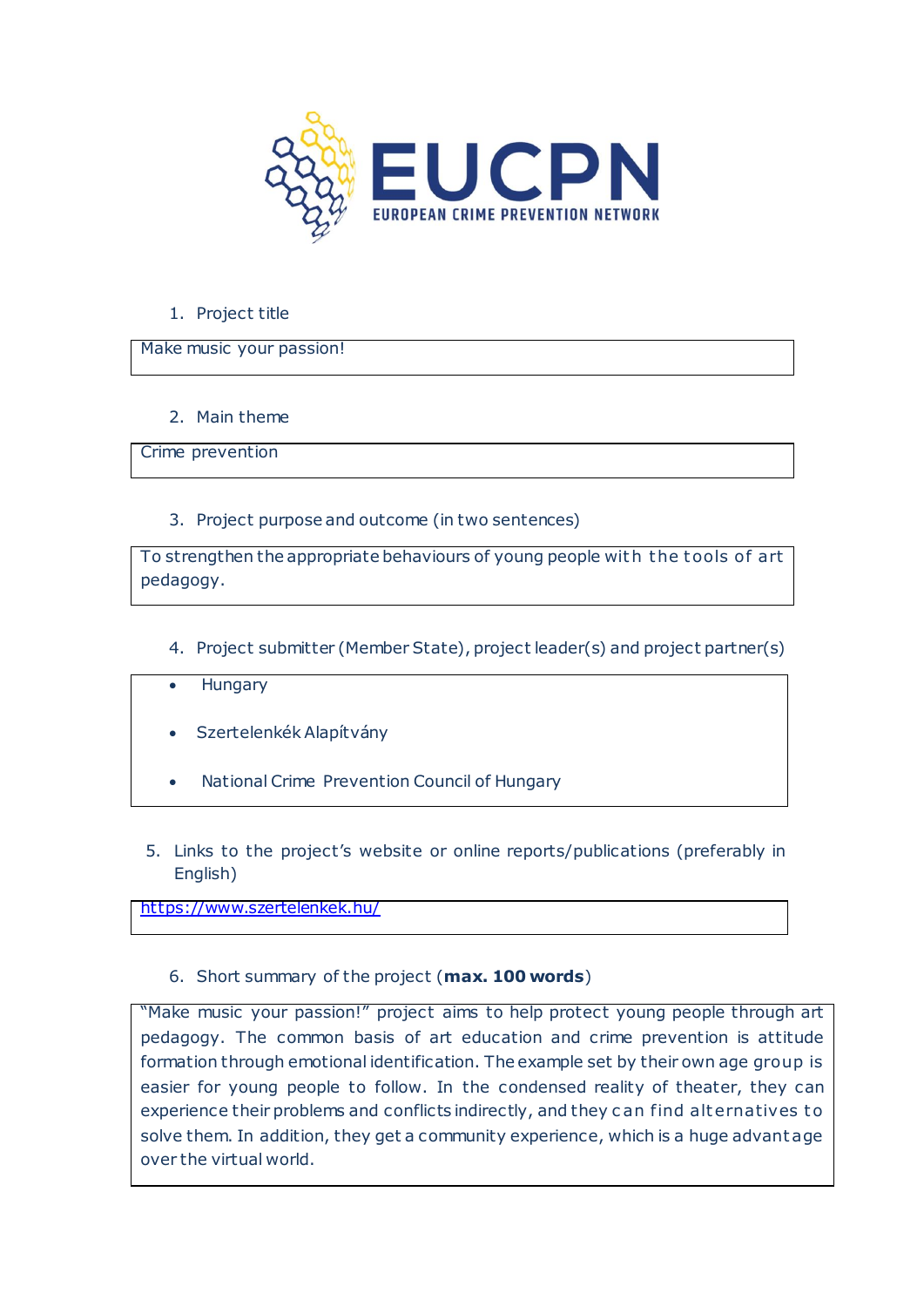EUCPN

EUROPEAN CRIME PREVENTION NETWORK

1. Project title

Make music your passion!

2. Main theme

Crime prevention

3. Project purpose and outcome (in two sentences)

To strengthen the appropriate behaviours of young people with the tools of art pedagogy.

4. Project submitter (Member State), project leader(s) and project partner(s)

- Hungary
- Szertelenkék Alapítvány
- National Crime Prevention Council of Hungary

5. Links to the project's website or online reports/publications (preferably in English)

https://www.szertelenkek.hu/

6. Short summary of the project (**max. 100 words**)

"Make music your passion!" project aims to help protect young people through art pedagogy. The common basis of art education and crime prevention is attitude formation through emotional identification. The example set by their own age group is easier for young people to follow. In the condensed reality of theater, they can experience their problems and conflicts indirectly, and they can find alternatives to solve them. In addition, they get a community experience, which is a huge advantage over the virtual world.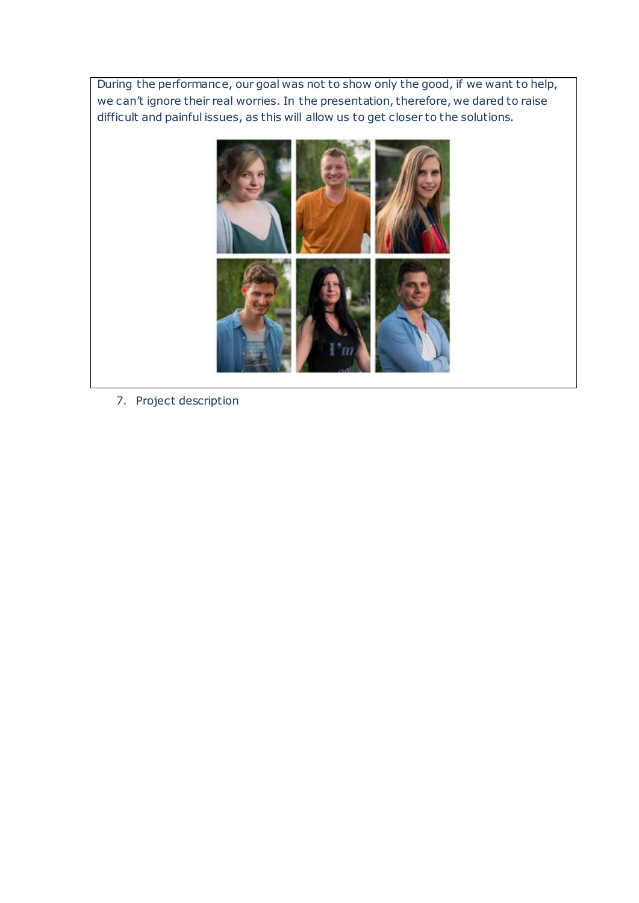During the performance, our goal was not to show only the good, if we want to help, we can't ignore their real worries. In the presentation, therefore, we dared to raise difficult and painful issues, as this will allow us to get closer to the solutions.

7. Project description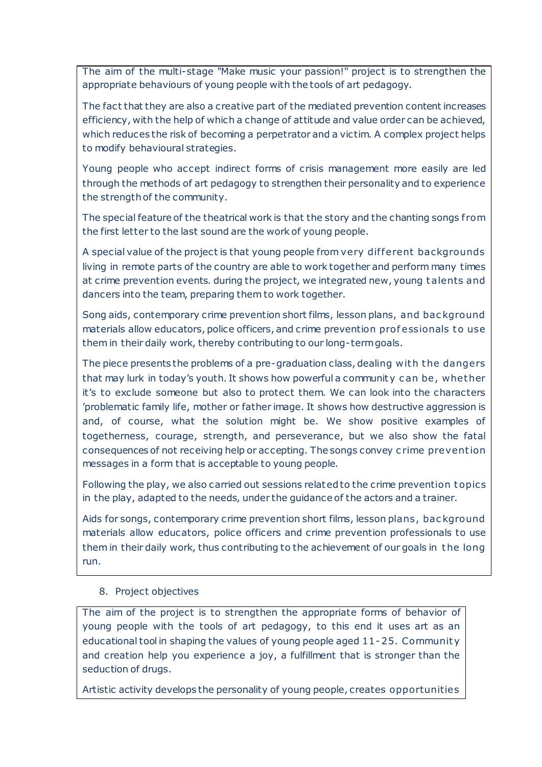The aim of the multi-stage "Make music your passion!" project is to strengthen the appropriate behaviours of young people with the tools of art pedagogy.

The fact that they are also a creative part of the mediated prevention content increases efficiency, with the help of which a change of attitude and value order can be achieved, which reduces the risk of becoming a perpetrator and a victim. A complex project helps to modify behavioural strategies.

Young people who accept indirect forms of crisis management more easily are led through the methods of art pedagogy to strengthen their personality and to experience the strength of the community.

The special feature of the theatrical work is that the story and the chanting songs from the first letter to the last sound are the work of young people.

A special value of the project is that young people from very different backgrounds living in remote parts of the country are able to work together and perform many times at crime prevention events. during the project, we integrated new, young talents and dancers into the team, preparing them to work together.

Song aids, contemporary crime prevention short films, lesson plans, and background materials allow educators, police officers, and crime prevention professionals to use them in their daily work, thereby contributing to our long-term goals.

The piece presents the problems of a pre-graduation class, dealing with the dangers that may lurk in today's youth. It shows how powerful a community can be, whether it's to exclude someone but also to protect them. We can look into the characters 'problematic family life, mother or father image. It shows how destructive aggression is and, of course, what the solution might be. We show positive examples of togetherness, courage, strength, and perseverance, but we also show the fatal consequences of not receiving help or accepting. The songs convey crime prevention messages in a form that is acceptable to young people.

Following the play, we also carried out sessions related to the crime prevention topics in the play, adapted to the needs, under the guidance of the actors and a trainer.

Aids for songs, contemporary crime prevention short films, lesson plans, background materials allow educators, police officers and crime prevention professionals to use them in their daily work, thus contributing to the achievement of our goals in the long run.

8. Project objectives

The aim of the project is to strengthen the appropriate forms of behavior of young people with the tools of art pedagogy, to this end it uses art as an educational tool in shaping the values of young people aged 11-25. Community and creation help you experience a joy, a fulfillment that is stronger than the seduction of drugs.

Artistic activity develops the personality of young people, creates opportunities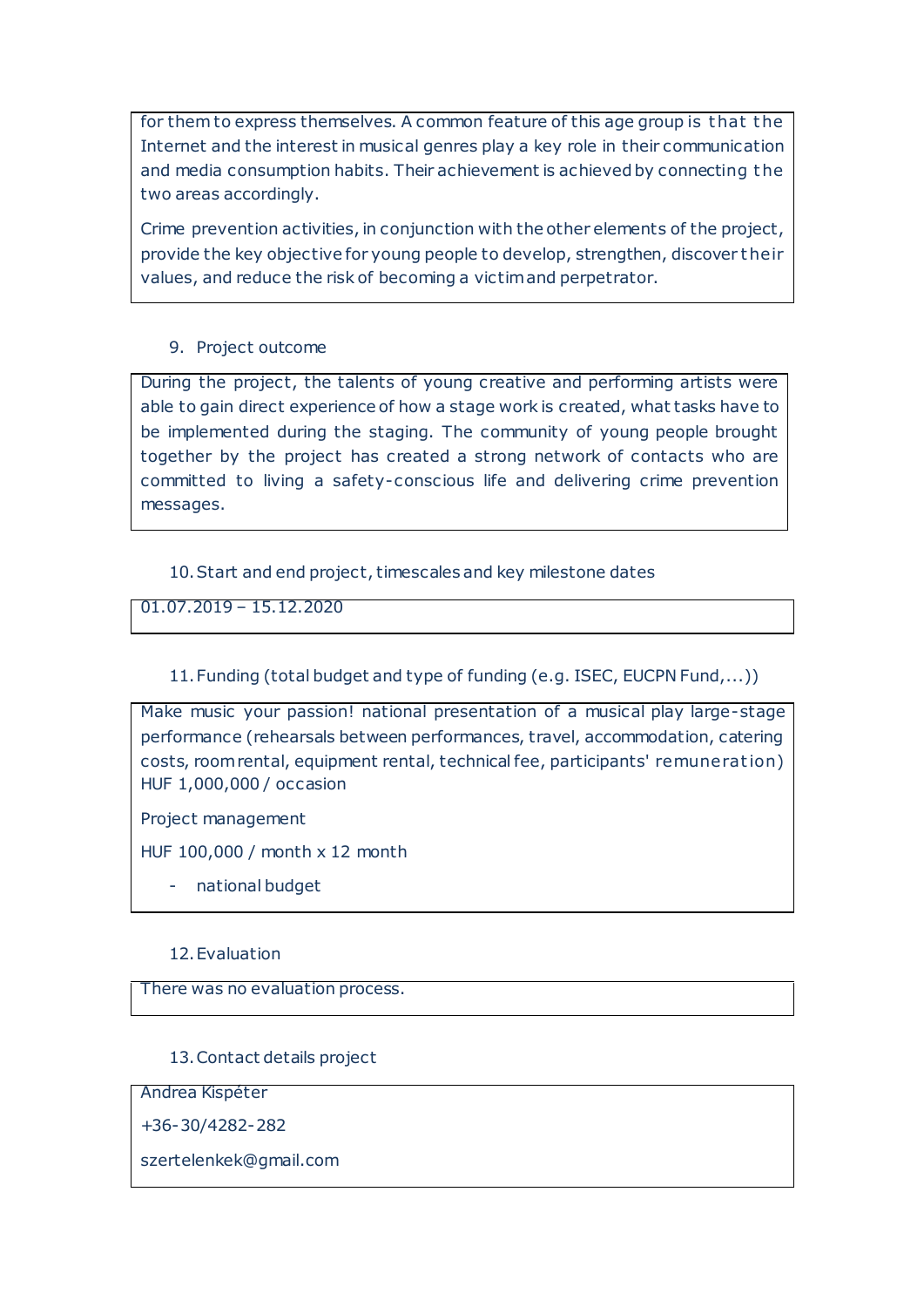for them to express themselves. A common feature of this age group is that the Internet and the interest in musical genres play a key role in their communication and media consumption habits. Their achievement is achieved by connecting the two areas accordingly.

Crime prevention activities, in conjunction with the other elements of the project, provide the key objective for young people to develop, strengthen, discover their values, and reduce the risk of becoming a victim and perpetrator.

9. Project outcome

During the project, the talents of young creative and performing artists were able to gain direct experience of how a stage work is created, what tasks have to be implemented during the staging. The community of young people brought together by the project has created a strong network of contacts who are committed to living a safety-conscious life and delivering crime prevention messages.

10. Start and end project, timescales and key milestone dates

01.07.2019 – 15.12.2020

11. Funding (total budget and type of funding (e.g. ISEC, EUCPN Fund,...))

Make music your passion! national presentation of a musical play large-stage performance (rehearsals between performances, travel, accommodation, catering costs, room rental, equipment rental, technical fee, participants' remuneration) HUF 1,000,000 / occasion

Project management

HUF 100,000 / month x 12 month

- national budget

12. Evaluation

There was no evaluation process.

13. Contact details project

Andrea Kispéter

+36-30/4282-282

szertelenkek@gmail.com